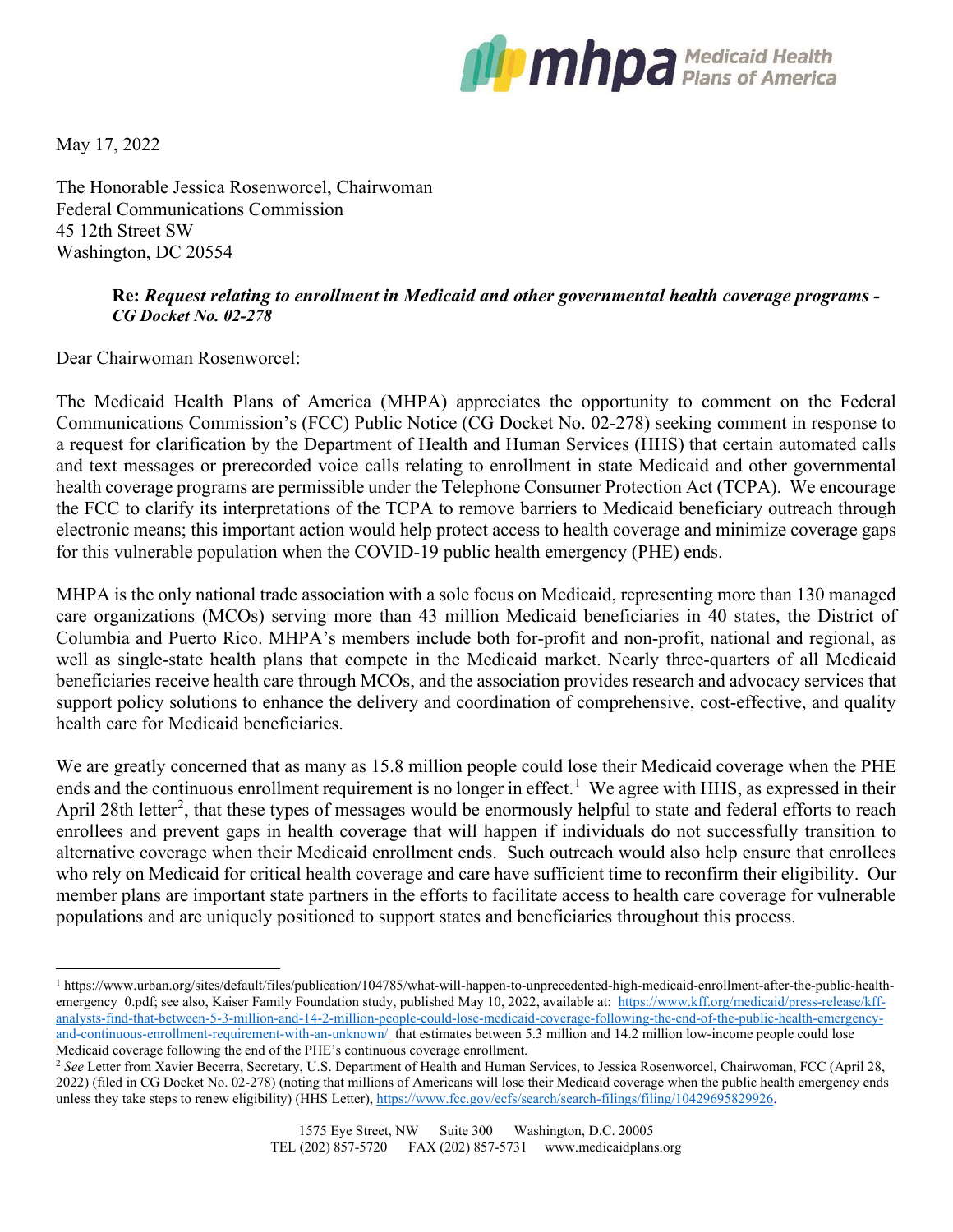May 17, 2022

The Honorable Jessica Rosenworcel, Chairwoman
Federal Communications Commission
45 12th Street SW
Washington, DC 20554

**Re:** ***Request relating to enrollment in Medicaid and other governmental health coverage programs - CG Docket No. 02-278***

Dear Chairwoman Rosenworcel:

The Medicaid Health Plans of America (MHPA) appreciates the opportunity to comment on the Federal Communications Commission's (FCC) Public Notice (CG Docket No. 02-278) seeking comment in response to a request for clarification by the Department of Health and Human Services (HHS) that certain automated calls and text messages or prerecorded voice calls relating to enrollment in state Medicaid and other governmental health coverage programs are permissible under the Telephone Consumer Protection Act (TCPA). We encourage the FCC to clarify its interpretations of the TCPA to remove barriers to Medicaid beneficiary outreach through electronic means; this important action would help protect access to health coverage and minimize coverage gaps for this vulnerable population when the COVID-19 public health emergency (PHE) ends.

MHPA is the only national trade association with a sole focus on Medicaid, representing more than 130 managed care organizations (MCOs) serving more than 43 million Medicaid beneficiaries in 40 states, the District of Columbia and Puerto Rico. MHPA's members include both for-profit and non-profit, national and regional, as well as single-state health plans that compete in the Medicaid market. Nearly three-quarters of all Medicaid beneficiaries receive health care through MCOs, and the association provides research and advocacy services that support policy solutions to enhance the delivery and coordination of comprehensive, cost-effective, and quality health care for Medicaid beneficiaries.

We are greatly concerned that as many as 15.8 million people could lose their Medicaid coverage when the PHE ends and the continuous enrollment requirement is no longer in effect.[1] We agree with HHS, as expressed in their April 28th letter[2], that these types of messages would be enormously helpful to state and federal efforts to reach enrollees and prevent gaps in health coverage that will happen if individuals do not successfully transition to alternative coverage when their Medicaid enrollment ends. Such outreach would also help ensure that enrollees who rely on Medicaid for critical health coverage and care have sufficient time to reconfirm their eligibility. Our member plans are important state partners in the efforts to facilitate access to health care coverage for vulnerable populations and are uniquely positioned to support states and beneficiaries throughout this process.

---

[1] https://www.urban.org/sites/default/files/publication/104785/what-will-happen-to-unprecedented-high-medicaid-enrollment-after-the-public-health-emergency_0.pdf; see also, Kaiser Family Foundation study, published May 10, 2022, available at: https://www.kff.org/medicaid/press-release/kff-analysts-find-that-between-5-3-million-and-14-2-million-people-could-lose-medicaid-coverage-following-the-end-of-the-public-health-emergency-and-continuous-enrollment-requirement-with-an-unknown/ that estimates between 5.3 million and 14.2 million low-income people could lose Medicaid coverage following the end of the PHE's continuous coverage enrollment.

[2] *See* Letter from Xavier Becerra, Secretary, U.S. Department of Health and Human Services, to Jessica Rosenworcel, Chairwoman, FCC (April 28, 2022) (filed in CG Docket No. 02-278) (noting that millions of Americans will lose their Medicaid coverage when the public health emergency ends unless they take steps to renew eligibility) (HHS Letter), https://www.fcc.gov/ecfs/search/search-filings/filing/10429695829926.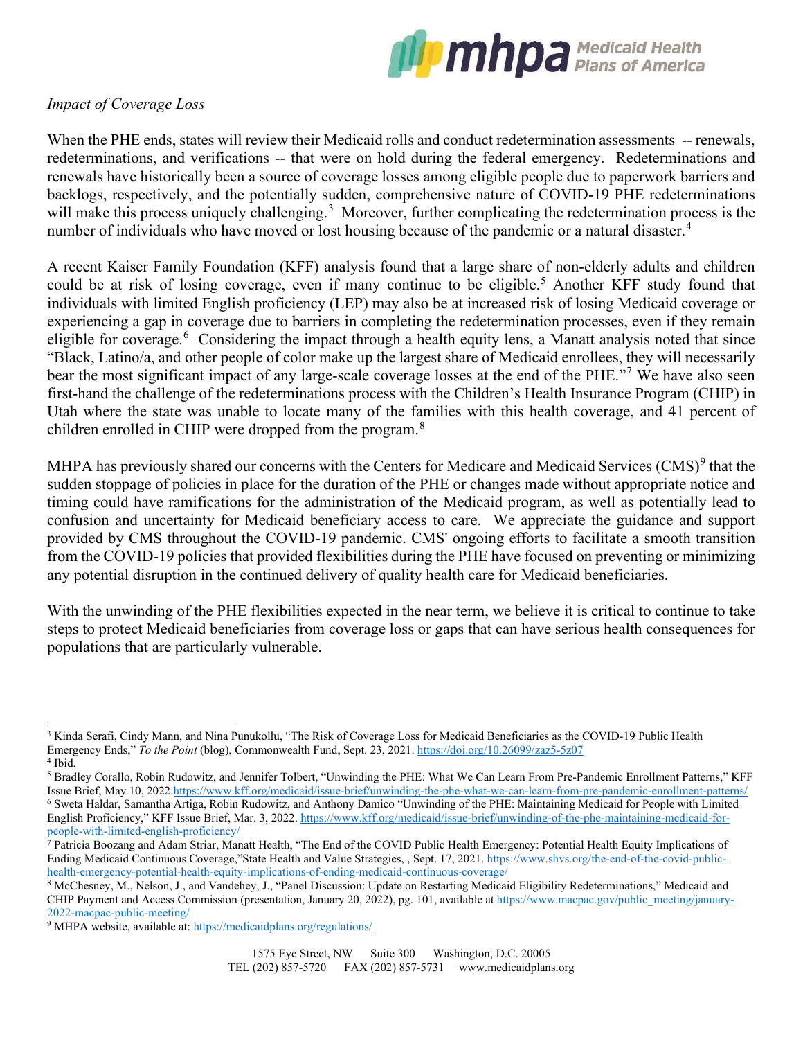*Impact of Coverage Loss*

When the PHE ends, states will review their Medicaid rolls and conduct redetermination assessments -- renewals, redeterminations, and verifications -- that were on hold during the federal emergency. Redeterminations and renewals have historically been a source of coverage losses among eligible people due to paperwork barriers and backlogs, respectively, and the potentially sudden, comprehensive nature of COVID-19 PHE redeterminations will make this process uniquely challenging.[3] Moreover, further complicating the redetermination process is the number of individuals who have moved or lost housing because of the pandemic or a natural disaster.[4]

A recent Kaiser Family Foundation (KFF) analysis found that a large share of non-elderly adults and children could be at risk of losing coverage, even if many continue to be eligible.[5] Another KFF study found that individuals with limited English proficiency (LEP) may also be at increased risk of losing Medicaid coverage or experiencing a gap in coverage due to barriers in completing the redetermination processes, even if they remain eligible for coverage.[6] Considering the impact through a health equity lens, a Manatt analysis noted that since "Black, Latino/a, and other people of color make up the largest share of Medicaid enrollees, they will necessarily bear the most significant impact of any large-scale coverage losses at the end of the PHE."[7] We have also seen first-hand the challenge of the redeterminations process with the Children's Health Insurance Program (CHIP) in Utah where the state was unable to locate many of the families with this health coverage, and 41 percent of children enrolled in CHIP were dropped from the program.[8]

MHPA has previously shared our concerns with the Centers for Medicare and Medicaid Services (CMS)[9] that the sudden stoppage of policies in place for the duration of the PHE or changes made without appropriate notice and timing could have ramifications for the administration of the Medicaid program, as well as potentially lead to confusion and uncertainty for Medicaid beneficiary access to care. We appreciate the guidance and support provided by CMS throughout the COVID-19 pandemic. CMS' ongoing efforts to facilitate a smooth transition from the COVID-19 policies that provided flexibilities during the PHE have focused on preventing or minimizing any potential disruption in the continued delivery of quality health care for Medicaid beneficiaries.

With the unwinding of the PHE flexibilities expected in the near term, we believe it is critical to continue to take steps to protect Medicaid beneficiaries from coverage loss or gaps that can have serious health consequences for populations that are particularly vulnerable.

---

[3] Kinda Serafi, Cindy Mann, and Nina Punukollu, "The Risk of Coverage Loss for Medicaid Beneficiaries as the COVID-19 Public Health Emergency Ends," *To the Point* (blog), Commonwealth Fund, Sept. 23, 2021. https://doi.org/10.26099/zaz5-5z07

[4] Ibid.

[5] Bradley Corallo, Robin Rudowitz, and Jennifer Tolbert, "Unwinding the PHE: What We Can Learn From Pre-Pandemic Enrollment Patterns," KFF Issue Brief, May 10, 2022.https://www.kff.org/medicaid/issue-brief/unwinding-the-phe-what-we-can-learn-from-pre-pandemic-enrollment-patterns/

[6] Sweta Haldar, Samantha Artiga, Robin Rudowitz, and Anthony Damico "Unwinding of the PHE: Maintaining Medicaid for People with Limited English Proficiency," KFF Issue Brief, Mar. 3, 2022. https://www.kff.org/medicaid/issue-brief/unwinding-of-the-phe-maintaining-medicaid-for-people-with-limited-english-proficiency/

[7] Patricia Boozang and Adam Striar, Manatt Health, "The End of the COVID Public Health Emergency: Potential Health Equity Implications of Ending Medicaid Continuous Coverage,"State Health and Value Strategies, , Sept. 17, 2021. https://www.shvs.org/the-end-of-the-covid-public-health-emergency-potential-health-equity-implications-of-ending-medicaid-continuous-coverage/

[8] McChesney, M., Nelson, J., and Vandehey, J., "Panel Discussion: Update on Restarting Medicaid Eligibility Redeterminations," Medicaid and CHIP Payment and Access Commission (presentation, January 20, 2022), pg. 101, available at https://www.macpac.gov/public_meeting/january-2022-macpac-public-meeting/

[9] MHPA website, available at: https://medicaidplans.org/regulations/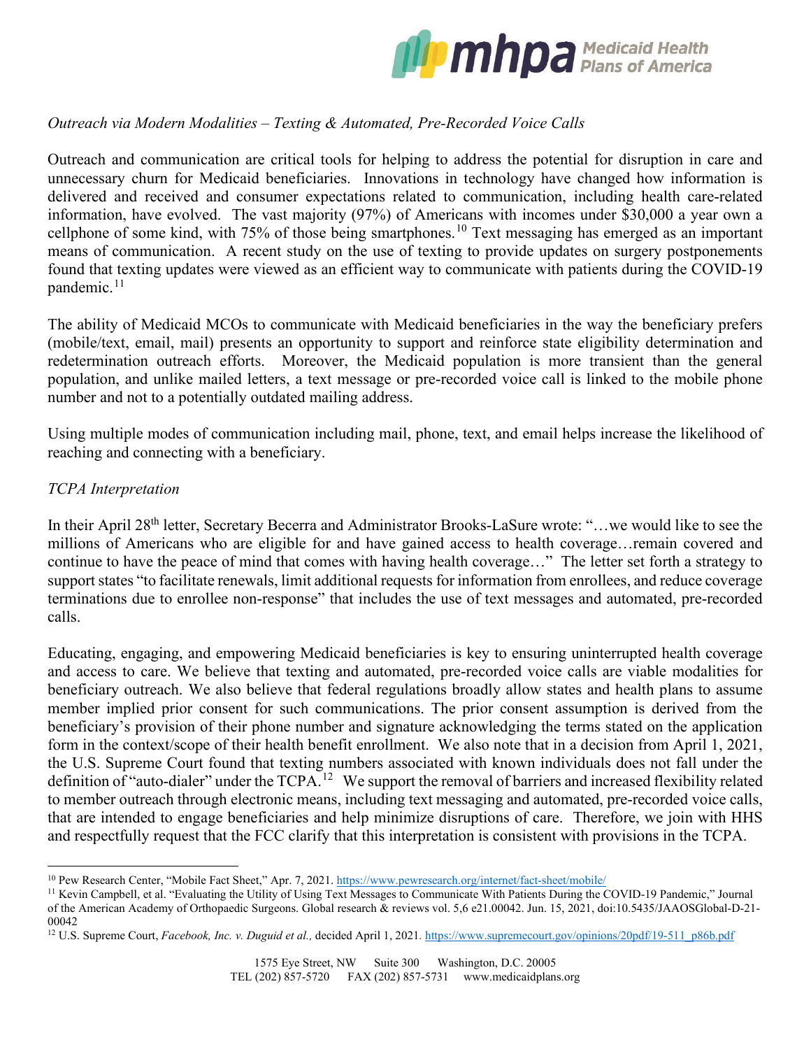*Outreach via Modern Modalities – Texting & Automated, Pre-Recorded Voice Calls*

Outreach and communication are critical tools for helping to address the potential for disruption in care and unnecessary churn for Medicaid beneficiaries. Innovations in technology have changed how information is delivered and received and consumer expectations related to communication, including health care-related information, have evolved. The vast majority (97%) of Americans with incomes under $30,000 a year own a cellphone of some kind, with 75% of those being smartphones.[10] Text messaging has emerged as an important means of communication. A recent study on the use of texting to provide updates on surgery postponements found that texting updates were viewed as an efficient way to communicate with patients during the COVID-19 pandemic.[11]

The ability of Medicaid MCOs to communicate with Medicaid beneficiaries in the way the beneficiary prefers (mobile/text, email, mail) presents an opportunity to support and reinforce state eligibility determination and redetermination outreach efforts. Moreover, the Medicaid population is more transient than the general population, and unlike mailed letters, a text message or pre-recorded voice call is linked to the mobile phone number and not to a potentially outdated mailing address.

Using multiple modes of communication including mail, phone, text, and email helps increase the likelihood of reaching and connecting with a beneficiary.

*TCPA Interpretation*

In their April 28th letter, Secretary Becerra and Administrator Brooks-LaSure wrote: "…we would like to see the millions of Americans who are eligible for and have gained access to health coverage…remain covered and continue to have the peace of mind that comes with having health coverage…" The letter set forth a strategy to support states "to facilitate renewals, limit additional requests for information from enrollees, and reduce coverage terminations due to enrollee non-response" that includes the use of text messages and automated, pre-recorded calls.

Educating, engaging, and empowering Medicaid beneficiaries is key to ensuring uninterrupted health coverage and access to care. We believe that texting and automated, pre-recorded voice calls are viable modalities for beneficiary outreach. We also believe that federal regulations broadly allow states and health plans to assume member implied prior consent for such communications. The prior consent assumption is derived from the beneficiary's provision of their phone number and signature acknowledging the terms stated on the application form in the context/scope of their health benefit enrollment. We also note that in a decision from April 1, 2021, the U.S. Supreme Court found that texting numbers associated with known individuals does not fall under the definition of "auto-dialer" under the TCPA.[12] We support the removal of barriers and increased flexibility related to member outreach through electronic means, including text messaging and automated, pre-recorded voice calls, that are intended to engage beneficiaries and help minimize disruptions of care. Therefore, we join with HHS and respectfully request that the FCC clarify that this interpretation is consistent with provisions in the TCPA.

---

[10] Pew Research Center, "Mobile Fact Sheet," Apr. 7, 2021. https://www.pewresearch.org/internet/fact-sheet/mobile/

[11] Kevin Campbell, et al. "Evaluating the Utility of Using Text Messages to Communicate With Patients During the COVID-19 Pandemic," Journal of the American Academy of Orthopaedic Surgeons. Global research & reviews vol. 5,6 e21.00042. Jun. 15, 2021, doi:10.5435/JAAOSGlobal-D-21-00042

[12] U.S. Supreme Court, *Facebook, Inc. v. Duguid et al.*, decided April 1, 2021. https://www.supremecourt.gov/opinions/20pdf/19-511_p86b.pdf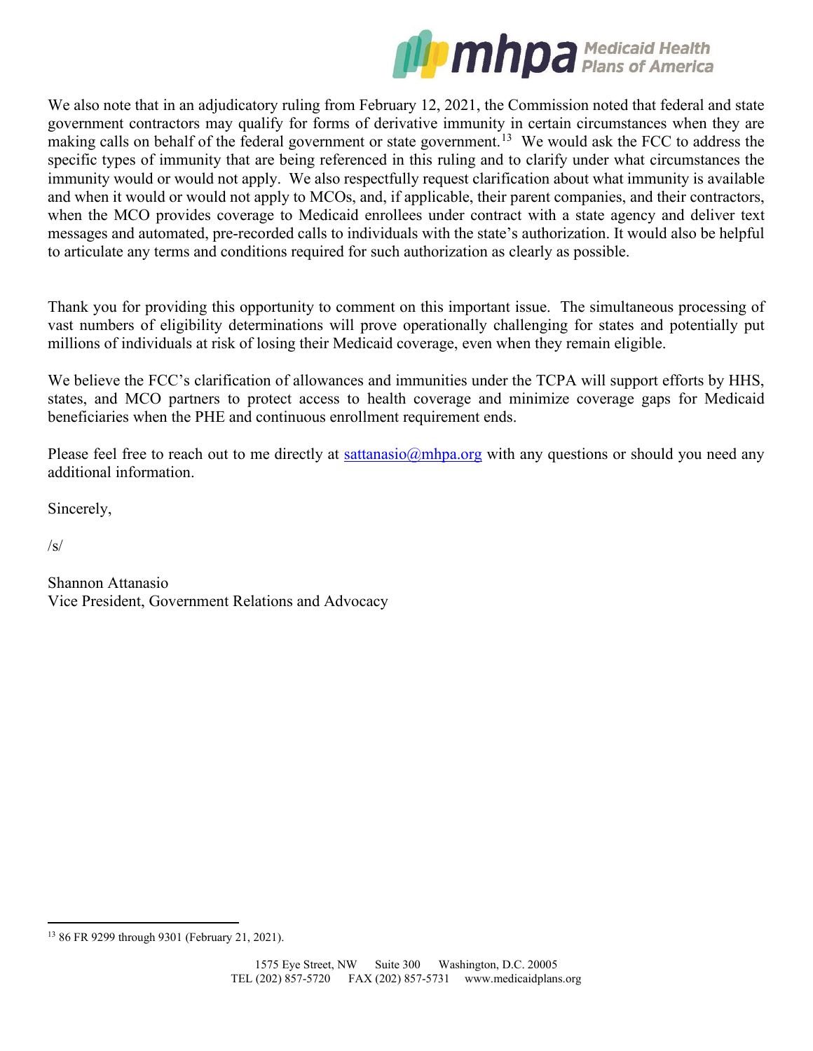We also note that in an adjudicatory ruling from February 12, 2021, the Commission noted that federal and state government contractors may qualify for forms of derivative immunity in certain circumstances when they are making calls on behalf of the federal government or state government.[13] We would ask the FCC to address the specific types of immunity that are being referenced in this ruling and to clarify under what circumstances the immunity would or would not apply. We also respectfully request clarification about what immunity is available and when it would or would not apply to MCOs, and, if applicable, their parent companies, and their contractors, when the MCO provides coverage to Medicaid enrollees under contract with a state agency and deliver text messages and automated, pre-recorded calls to individuals with the state's authorization. It would also be helpful to articulate any terms and conditions required for such authorization as clearly as possible.

Thank you for providing this opportunity to comment on this important issue. The simultaneous processing of vast numbers of eligibility determinations will prove operationally challenging for states and potentially put millions of individuals at risk of losing their Medicaid coverage, even when they remain eligible.

We believe the FCC's clarification of allowances and immunities under the TCPA will support efforts by HHS, states, and MCO partners to protect access to health coverage and minimize coverage gaps for Medicaid beneficiaries when the PHE and continuous enrollment requirement ends.

Please feel free to reach out to me directly at [sattanasio@mhpa.org](mailto:sattanasio@mhpa.org) with any questions or should you need any additional information.

Sincerely,

/s/

Shannon Attanasio
Vice President, Government Relations and Advocacy

---

[13] 86 FR 9299 through 9301 (February 21, 2021).